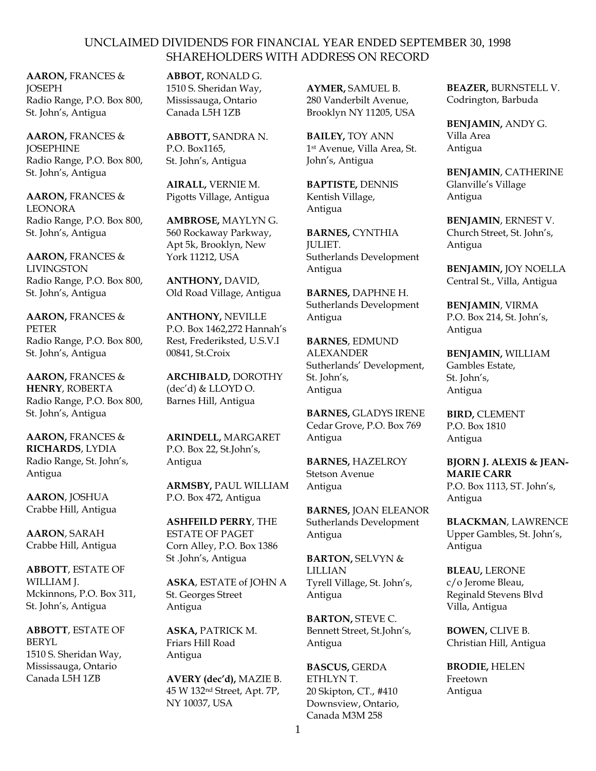# UNCLAIMED DIVIDENDS FOR FINANCIAL YEAR ENDED SEPTEMBER 30, 1998
## SHAREHOLDERS WITH ADDRESS ON RECORD

**AARON,** FRANCES & JOSEPH
Radio Range, P.O. Box 800, St. John's, Antigua

**AARON,** FRANCES & JOSEPHINE
Radio Range, P.O. Box 800, St. John's, Antigua

**AARON,** FRANCES & LEONORA
Radio Range, P.O. Box 800, St. John's, Antigua

**AARON,** FRANCES & LIVINGSTON
Radio Range, P.O. Box 800, St. John's, Antigua

**AARON,** FRANCES & PETER
Radio Range, P.O. Box 800, St. John's, Antigua

**AARON,** FRANCES & **HENRY**, ROBERTA
Radio Range, P.O. Box 800, St. John's, Antigua

**AARON,** FRANCES & **RICHARDS**, LYDIA
Radio Range, St. John's, Antigua

**AARON**, JOSHUA
Crabbe Hill, Antigua

**AARON**, SARAH
Crabbe Hill, Antigua

**ABBOTT**, ESTATE OF WILLIAM J.
Mckinnons, P.O. Box 311, St. John's, Antigua

**ABBOTT**, ESTATE OF BERYL
1510 S. Sheridan Way, Mississauga, Ontario Canada L5H 1ZB

**ABBOT,** RONALD G.
1510 S. Sheridan Way, Mississauga, Ontario Canada L5H 1ZB

**ABBOTT,** SANDRA N.
P.O. Box1165, St. John's, Antigua

**AIRALL,** VERNIE M.
Pigotts Village, Antigua

**AMBROSE,** MAYLYN G.
560 Rockaway Parkway, Apt 5k, Brooklyn, New York 11212, USA

**ANTHONY,** DAVID,
Old Road Village, Antigua

**ANTHONY,** NEVILLE
P.O. Box 1462,272 Hannah's Rest, Frederiksted, U.S.V.I 00841, St.Croix

**ARCHIBALD,** DOROTHY (dec'd) & LLOYD O.
Barnes Hill, Antigua

**ARINDELL,** MARGARET
P.O. Box 22, St.John's, Antigua

**ARMSBY,** PAUL WILLIAM
P.O. Box 472, Antigua

**ASHFEILD PERRY**, THE ESTATE OF PAGET
Corn Alley, P.O. Box 1386 St .John's, Antigua

**ASKA**, ESTATE of JOHN A
St. Georges Street Antigua

**ASKA,** PATRICK M.
Friars Hill Road Antigua

**AVERY (dec'd),** MAZIE B.
45 W 132nd Street, Apt. 7P, NY 10037, USA

**AYMER,** SAMUEL B.
280 Vanderbilt Avenue, Brooklyn NY 11205, USA

**BAILEY,** TOY ANN
1st Avenue, Villa Area, St. John's, Antigua

**BAPTISTE,** DENNIS
Kentish Village, Antigua

**BARNES,** CYNTHIA JULIET.
Sutherlands Development Antigua

**BARNES,** DAPHNE H.
Sutherlands Development Antigua

**BARNES**, EDMUND ALEXANDER
Sutherlands' Development, St. John's, Antigua

**BARNES,** GLADYS IRENE
Cedar Grove, P.O. Box 769 Antigua

**BARNES,** HAZELROY
Stetson Avenue Antigua

**BARNES,** JOAN ELEANOR
Sutherlands Development Antigua

**BARTON,** SELVYN & LILLIAN
Tyrell Village, St. John's, Antigua

**BARTON,** STEVE C.
Bennett Street, St.John's, Antigua

**BASCUS,** GERDA ETHLYN T.
20 Skipton, CT., #410 Downsview, Ontario, Canada M3M 258

**BEAZER,** BURNSTELL V.
Codrington, Barbuda

**BENJAMIN,** ANDY G.
Villa Area Antigua

**BENJAMIN**, CATHERINE
Glanville's Village Antigua

**BENJAMIN**, ERNEST V.
Church Street, St. John's, Antigua

**BENJAMIN,** JOY NOELLA
Central St., Villa, Antigua

**BENJAMIN**, VIRMA
P.O. Box 214, St. John's, Antigua

**BENJAMIN,** WILLIAM
Gambles Estate, St. John's, Antigua

**BIRD,** CLEMENT
P.O. Box 1810 Antigua

**BJORN J. ALEXIS & JEAN-MARIE CARR**
P.O. Box 1113, ST. John's, Antigua

**BLACKMAN**, LAWRENCE
Upper Gambles, St. John's, Antigua

**BLEAU,** LERONE
c/o Jerome Bleau, Reginald Stevens Blvd Villa, Antigua

**BOWEN,** CLIVE B.
Christian Hill, Antigua

**BRODIE,** HELEN
Freetown Antigua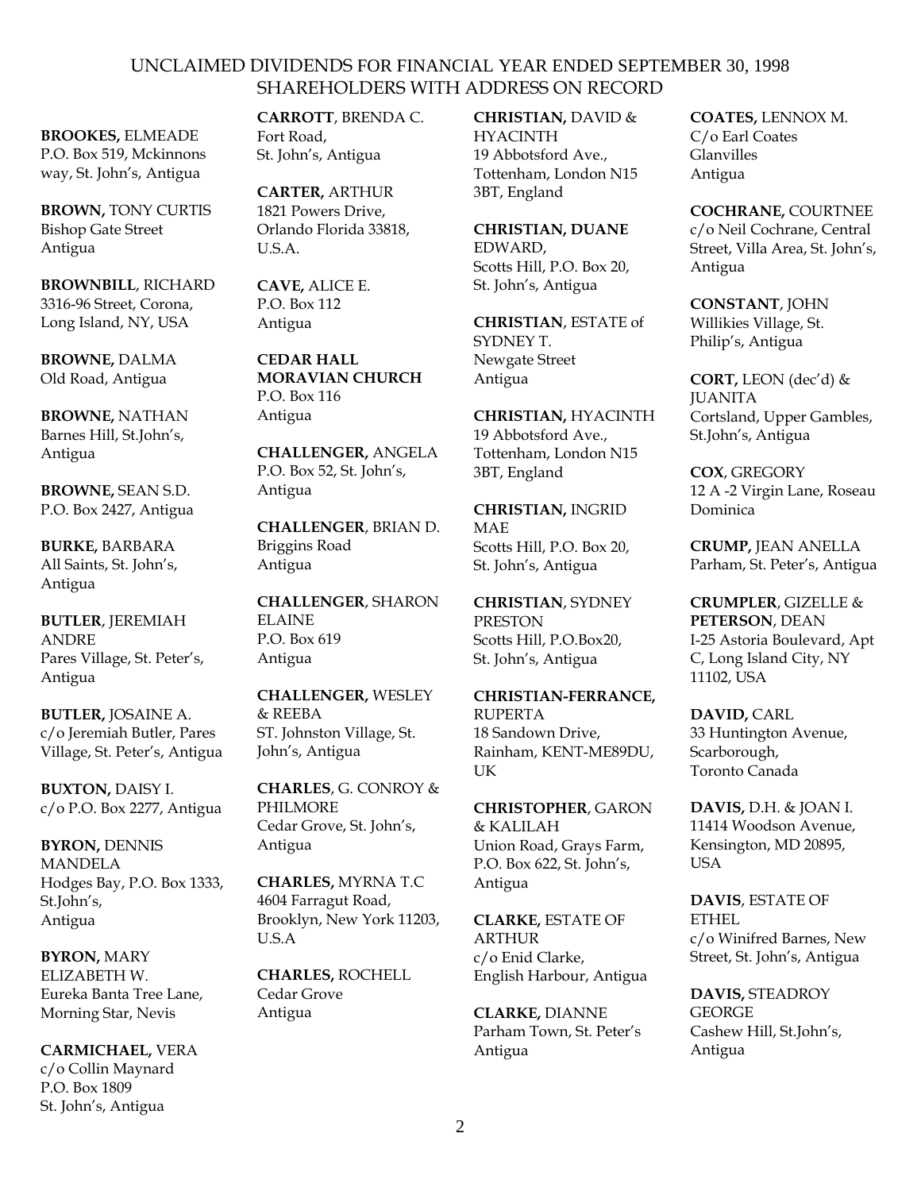# UNCLAIMED DIVIDENDS FOR FINANCIAL YEAR ENDED SEPTEMBER 30, 1998
## SHAREHOLDERS WITH ADDRESS ON RECORD

**BROOKES,** ELMEADE
P.O. Box 519, Mckinnons way, St. John's, Antigua

**BROWN,** TONY CURTIS
Bishop Gate Street
Antigua

**BROWNBILL**, RICHARD
3316-96 Street, Corona, Long Island, NY, USA

**BROWNE,** DALMA
Old Road, Antigua

**BROWNE,** NATHAN
Barnes Hill, St.John's, Antigua

**BROWNE,** SEAN S.D.
P.O. Box 2427, Antigua

**BURKE,** BARBARA
All Saints, St. John's, Antigua

**BUTLER**, JEREMIAH ANDRE
Pares Village, St. Peter's, Antigua

**BUTLER,** JOSAINE A.
c/o Jeremiah Butler, Pares Village, St. Peter's, Antigua

**BUXTON,** DAISY I.
c/o P.O. Box 2277, Antigua

**BYRON,** DENNIS MANDELA
Hodges Bay, P.O. Box 1333, St.John's, Antigua

**BYRON,** MARY ELIZABETH W.
Eureka Banta Tree Lane, Morning Star, Nevis

**CARMICHAEL,** VERA
c/o Collin Maynard
P.O. Box 1809
St. John's, Antigua

**CARROTT**, BRENDA C.
Fort Road,
St. John's, Antigua

**CARTER,** ARTHUR
1821 Powers Drive, Orlando Florida 33818, U.S.A.

**CAVE,** ALICE E.
P.O. Box 112
Antigua

**CEDAR HALL MORAVIAN CHURCH**
P.O. Box 116
Antigua

**CHALLENGER,** ANGELA
P.O. Box 52, St. John's, Antigua

**CHALLENGER**, BRIAN D.
Briggins Road
Antigua

**CHALLENGER**, SHARON ELAINE
P.O. Box 619
Antigua

**CHALLENGER,** WESLEY & REEBA
ST. Johnston Village, St. John's, Antigua

**CHARLES**, G. CONROY & PHILMORE
Cedar Grove, St. John's, Antigua

**CHARLES,** MYRNA T.C
4604 Farragut Road, Brooklyn, New York 11203, U.S.A

**CHARLES,** ROCHELL
Cedar Grove
Antigua

**CHRISTIAN,** DAVID & HYACINTH
19 Abbotsford Ave., Tottenham, London N15 3BT, England

**CHRISTIAN, DUANE** EDWARD,
Scotts Hill, P.O. Box 20, St. John's, Antigua

**CHRISTIAN**, ESTATE of SYDNEY T.
Newgate Street
Antigua

**CHRISTIAN,** HYACINTH
19 Abbotsford Ave., Tottenham, London N15 3BT, England

**CHRISTIAN,** INGRID MAE
Scotts Hill, P.O. Box 20, St. John's, Antigua

**CHRISTIAN**, SYDNEY PRESTON
Scotts Hill, P.O.Box20, St. John's, Antigua

**CHRISTIAN-FERRANCE,** RUPERTA
18 Sandown Drive, Rainham, KENT-ME89DU, UK

**CHRISTOPHER**, GARON & KALILAH
Union Road, Grays Farm, P.O. Box 622, St. John's, Antigua

**CLARKE,** ESTATE OF ARTHUR
c/o Enid Clarke, English Harbour, Antigua

**CLARKE,** DIANNE
Parham Town, St. Peter's Antigua

**COATES,** LENNOX M.
C/o Earl Coates
Glanvilles
Antigua

**COCHRANE,** COURTNEE
c/o Neil Cochrane, Central Street, Villa Area, St. John's, Antigua

**CONSTANT**, JOHN
Willikies Village, St. Philip's, Antigua

**CORT,** LEON (dec'd) & JUANITA
Cortsland, Upper Gambles, St.John's, Antigua

**COX**, GREGORY
12 A -2 Virgin Lane, Roseau Dominica

**CRUMP,** JEAN ANELLA
Parham, St. Peter's, Antigua

**CRUMPLER**, GIZELLE & **PETERSON**, DEAN
I-25 Astoria Boulevard, Apt C, Long Island City, NY 11102, USA

**DAVID,** CARL
33 Huntington Avenue, Scarborough, Toronto Canada

**DAVIS,** D.H. & JOAN I.
11414 Woodson Avenue, Kensington, MD 20895, USA

**DAVIS**, ESTATE OF ETHEL
c/o Winifred Barnes, New Street, St. John's, Antigua

**DAVIS,** STEADROY GEORGE
Cashew Hill, St.John's, Antigua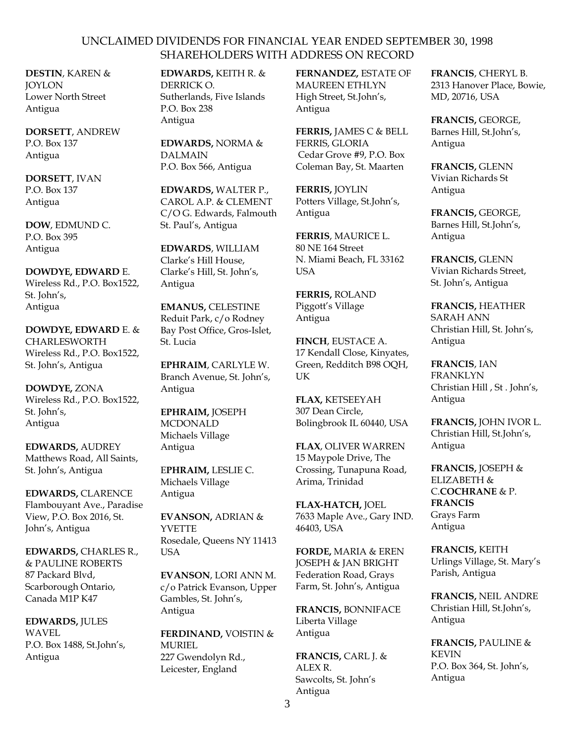# UNCLAIMED DIVIDENDS FOR FINANCIAL YEAR ENDED SEPTEMBER 30, 1998
## SHAREHOLDERS WITH ADDRESS ON RECORD

**DESTIN**, KAREN & JOYLON
Lower North Street
Antigua

**DORSETT**, ANDREW
P.O. Box 137
Antigua

**DORSETT**, IVAN
P.O. Box 137
Antigua

**DOW**, EDMUND C.
P.O. Box 395
Antigua

**DOWDYE, EDWARD** E.
Wireless Rd., P.O. Box1522, St. John's,
Antigua

**DOWDYE, EDWARD** E. & CHARLESWORTH
Wireless Rd., P.O. Box1522, St. John's, Antigua

**DOWDYE,** ZONA
Wireless Rd., P.O. Box1522, St. John's,
Antigua

**EDWARDS,** AUDREY
Matthews Road, All Saints, St. John's, Antigua

**EDWARDS,** CLARENCE
Flambouyant Ave., Paradise View, P.O. Box 2016, St. John's, Antigua

**EDWARDS,** CHARLES R., & PAULINE ROBERTS
87 Packard Blvd, Scarborough Ontario, Canada M1P K47

**EDWARDS,** JULES WAVEL
P.O. Box 1488, St.John's, Antigua

**EDWARDS,** KEITH R. & DERRICK O.
Sutherlands, Five Islands
P.O. Box 238
Antigua

**EDWARDS,** NORMA & DALMAIN
P.O. Box 566, Antigua

**EDWARDS,** WALTER P., CAROL A.P. & CLEMENT
C/O G. Edwards, Falmouth St. Paul's, Antigua

**EDWARDS**, WILLIAM
Clarke's Hill House, Clarke's Hill, St. John's, Antigua

**EMANUS,** CELESTINE
Reduit Park, c/o Rodney Bay Post Office, Gros-Islet, St. Lucia

**EPHRAIM**, CARLYLE W.
Branch Avenue, St. John's, Antigua

**EPHRAIM,** JOSEPH MCDONALD
Michaels Village
Antigua

E**PHRAIM,** LESLIE C.
Michaels Village
Antigua

**EVANSON,** ADRIAN & YVETTE
Rosedale, Queens NY 11413 USA

**EVANSON**, LORI ANN M.
c/o Patrick Evanson, Upper Gambles, St. John's, Antigua

**FERDINAND,** VOISTIN & MURIEL
227 Gwendolyn Rd., Leicester, England

**FERNANDEZ,** ESTATE OF MAUREEN ETHLYN
High Street, St.John's, Antigua

**FERRIS,** JAMES C & BELL FERRIS, GLORIA
Cedar Grove #9, P.O. Box Coleman Bay, St. Maarten

**FERRIS,** JOYLIN
Potters Village, St.John's, Antigua

**FERRIS**, MAURICE L.
80 NE 164 Street
N. Miami Beach, FL 33162 USA

**FERRIS,** ROLAND
Piggott's Village
Antigua

**FINCH**, EUSTACE A.
17 Kendall Close, Kinyates, Green, Redditch B98 OQH, UK

**FLAX,** KETSEEYAH
307 Dean Circle, Bolingbrook IL 60440, USA

**FLAX**, OLIVER WARREN
15 Maypole Drive, The Crossing, Tunapuna Road, Arima, Trinidad

**FLAX-HATCH,** JOEL
7633 Maple Ave., Gary IND. 46403, USA

**FORDE,** MARIA & EREN JOSEPH & JAN BRIGHT
Federation Road, Grays Farm, St. John's, Antigua

**FRANCIS,** BONNIFACE
Liberta Village
Antigua

**FRANCIS,** CARL J. & ALEX R.
Sawcolts, St. John's
Antigua

**FRANCIS**, CHERYL B.
2313 Hanover Place, Bowie, MD, 20716, USA

**FRANCIS,** GEORGE,
Barnes Hill, St.John's, Antigua

**FRANCIS,** GLENN
Vivian Richards St
Antigua

**FRANCIS,** GEORGE,
Barnes Hill, St.John's, Antigua

**FRANCIS,** GLENN
Vivian Richards Street, St. John's, Antigua

**FRANCIS,** HEATHER SARAH ANN
Christian Hill, St. John's, Antigua

**FRANCIS**, IAN FRANKLYN
Christian Hill , St . John's, Antigua

**FRANCIS,** JOHN IVOR L.
Christian Hill, St.John's, Antigua

**FRANCIS,** JOSEPH & ELIZABETH & C.**COCHRANE** & P. **FRANCIS**
Grays Farm
Antigua

**FRANCIS,** KEITH
Urlings Village, St. Mary's Parish, Antigua

**FRANCIS,** NEIL ANDRE
Christian Hill, St.John's, Antigua

**FRANCIS,** PAULINE & KEVIN
P.O. Box 364, St. John's, Antigua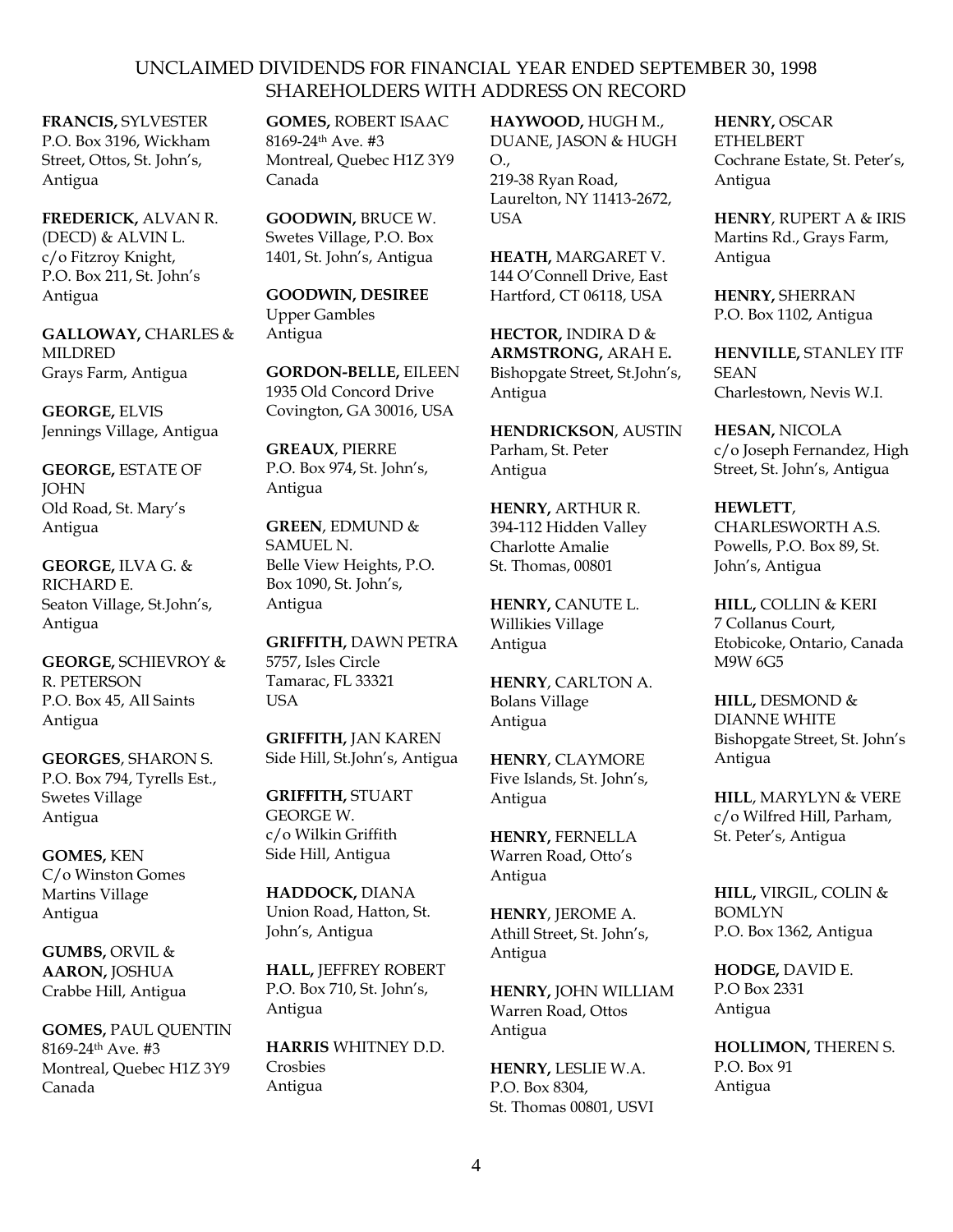UNCLAIMED DIVIDENDS FOR FINANCIAL YEAR ENDED SEPTEMBER 30, 1998
SHAREHOLDERS WITH ADDRESS ON RECORD

**FRANCIS,** SYLVESTER
P.O. Box 3196, Wickham Street, Ottos, St. John's, Antigua

**FREDERICK,** ALVAN R. (DECD) & ALVIN L.
c/o Fitzroy Knight, P.O. Box 211, St. John's Antigua

**GALLOWAY,** CHARLES & MILDRED
Grays Farm, Antigua

**GEORGE,** ELVIS
Jennings Village, Antigua

**GEORGE,** ESTATE OF JOHN
Old Road, St. Mary's Antigua

**GEORGE,** ILVA G. & RICHARD E.
Seaton Village, St.John's, Antigua

**GEORGE,** SCHIEVROY & R. PETERSON
P.O. Box 45, All Saints Antigua

**GEORGES**, SHARON S.
P.O. Box 794, Tyrells Est., Swetes Village Antigua

**GOMES,** KEN
C/o Winston Gomes Martins Village Antigua

**GUMBS,** ORVIL & **AARON,** JOSHUA
Crabbe Hill, Antigua

**GOMES,** PAUL QUENTIN
8169-24th Ave. #3 Montreal, Quebec H1Z 3Y9 Canada

**GOMES,** ROBERT ISAAC
8169-24th Ave. #3 Montreal, Quebec H1Z 3Y9 Canada

**GOODWIN,** BRUCE W.
Swetes Village, P.O. Box 1401, St. John's, Antigua

**GOODWIN, DESIREE**
Upper Gambles Antigua

**GORDON-BELLE,** EILEEN
1935 Old Concord Drive Covington, GA 30016, USA

**GREAUX**, PIERRE
P.O. Box 974, St. John's, Antigua

**GREEN**, EDMUND & SAMUEL N.
Belle View Heights, P.O. Box 1090, St. John's, Antigua

**GRIFFITH,** DAWN PETRA
5757, Isles Circle Tamarac, FL 33321 USA

**GRIFFITH,** JAN KAREN
Side Hill, St.John's, Antigua

**GRIFFITH,** STUART GEORGE W.
c/o Wilkin Griffith Side Hill, Antigua

**HADDOCK,** DIANA
Union Road, Hatton, St. John's, Antigua

**HALL,** JEFFREY ROBERT
P.O. Box 710, St. John's, Antigua

**HARRIS** WHITNEY D.D.
Crosbies Antigua

**HAYWOOD,** HUGH M., DUANE, JASON & HUGH O.,
219-38 Ryan Road, Laurelton, NY 11413-2672, USA

**HEATH,** MARGARET V.
144 O'Connell Drive, East Hartford, CT 06118, USA

**HECTOR,** INDIRA D & **ARMSTRONG,** ARAH E**.**
Bishopgate Street, St.John's, Antigua

**HENDRICKSON**, AUSTIN
Parham, St. Peter Antigua

**HENRY,** ARTHUR R.
394-112 Hidden Valley Charlotte Amalie St. Thomas, 00801

**HENRY,** CANUTE L.
Willikies Village Antigua

**HENRY**, CARLTON A.
Bolans Village Antigua

**HENRY**, CLAYMORE
Five Islands, St. John's, Antigua

**HENRY,** FERNELLA
Warren Road, Otto's Antigua

**HENRY**, JEROME A.
Athill Street, St. John's, Antigua

**HENRY,** JOHN WILLIAM
Warren Road, Ottos Antigua

**HENRY,** LESLIE W.A.
P.O. Box 8304, St. Thomas 00801, USVI

**HENRY,** OSCAR ETHELBERT
Cochrane Estate, St. Peter's, Antigua

**HENRY**, RUPERT A & IRIS
Martins Rd., Grays Farm, Antigua

**HENRY,** SHERRAN
P.O. Box 1102, Antigua

**HENVILLE,** STANLEY ITF SEAN
Charlestown, Nevis W.I.

**HESAN,** NICOLA
c/o Joseph Fernandez, High Street, St. John's, Antigua

**HEWLETT**, CHARLESWORTH A.S.
Powells, P.O. Box 89, St. John's, Antigua

**HILL,** COLLIN & KERI
7 Collanus Court, Etobicoke, Ontario, Canada M9W 6G5

**HILL,** DESMOND & DIANNE WHITE
Bishopgate Street, St. John's Antigua

**HILL**, MARYLYN & VERE
c/o Wilfred Hill, Parham, St. Peter's, Antigua

**HILL,** VIRGIL, COLIN & BOMLYN
P.O. Box 1362, Antigua

**HODGE,** DAVID E.
P.O Box 2331 Antigua

**HOLLIMON,** THEREN S.
P.O. Box 91 Antigua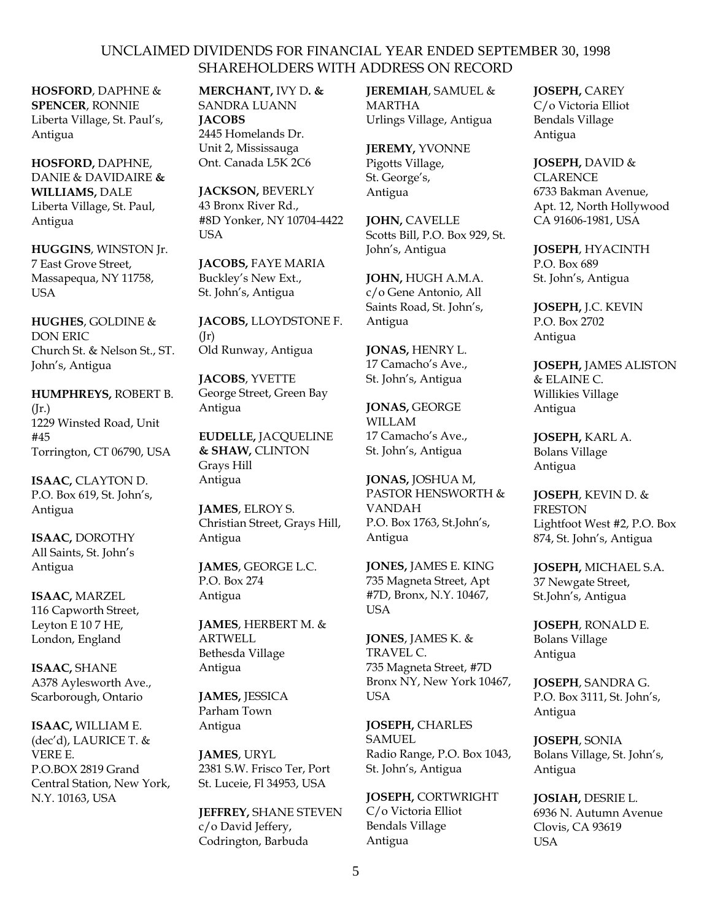UNCLAIMED DIVIDENDS FOR FINANCIAL YEAR ENDED SEPTEMBER 30, 1998
SHAREHOLDERS WITH ADDRESS ON RECORD

**HOSFORD**, DAPHNE & **SPENCER**, RONNIE
Liberta Village, St. Paul's, Antigua

**HOSFORD,** DAPHNE, DANIE & DAVIDAIRE **& WILLIAMS,** DALE
Liberta Village, St. Paul, Antigua

**HUGGINS**, WINSTON Jr.
7 East Grove Street, Massapequa, NY 11758, USA

**HUGHES**, GOLDINE & DON ERIC
Church St. & Nelson St., ST. John's, Antigua

**HUMPHREYS,** ROBERT B. (Jr.)
1229 Winsted Road, Unit #45
Torrington, CT 06790, USA

**ISAAC,** CLAYTON D.
P.O. Box 619, St. John's, Antigua

**ISAAC,** DOROTHY
All Saints, St. John's
Antigua

**ISAAC,** MARZEL
116 Capworth Street, Leyton E 10 7 HE, London, England

**ISAAC,** SHANE
A378 Aylesworth Ave., Scarborough, Ontario

**ISAAC,** WILLIAM E. (dec'd), LAURICE T. & VERE E.
P.O.BOX 2819 Grand Central Station, New York, N.Y. 10163, USA

**MERCHANT,** IVY D**. &** SANDRA LUANN **JACOBS**
2445 Homelands Dr.
Unit 2, Mississauga
Ont. Canada L5K 2C6

**JACKSON,** BEVERLY
43 Bronx River Rd., #8D Yonker, NY 10704-4422 USA

**JACOBS,** FAYE MARIA
Buckley's New Ext., St. John's, Antigua

**JACOBS,** LLOYDSTONE F. (Jr)
Old Runway, Antigua

**JACOBS**, YVETTE
George Street, Green Bay
Antigua

**EUDELLE,** JACQUELINE **& SHAW,** CLINTON
Grays Hill
Antigua

**JAMES**, ELROY S.
Christian Street, Grays Hill, Antigua

**JAMES**, GEORGE L.C.
P.O. Box 274
Antigua

**JAMES**, HERBERT M. & ARTWELL
Bethesda Village
Antigua

**JAMES,** JESSICA
Parham Town
Antigua

**JAMES**, URYL
2381 S.W. Frisco Ter, Port St. Luceie, Fl 34953, USA

**JEFFREY,** SHANE STEVEN
c/o David Jeffery, Codrington, Barbuda

**JEREMIAH**, SAMUEL & MARTHA
Urlings Village, Antigua

**JEREMY,** YVONNE
Pigotts Village, St. George's, Antigua

**JOHN,** CAVELLE
Scotts Bill, P.O. Box 929, St. John's, Antigua

**JOHN,** HUGH A.M.A.
c/o Gene Antonio, All Saints Road, St. John's, Antigua

**JONAS,** HENRY L.
17 Camacho's Ave., St. John's, Antigua

**JONAS,** GEORGE WILLAM
17 Camacho's Ave., St. John's, Antigua

**JONAS,** JOSHUA M, PASTOR HENSWORTH & VANDAH
P.O. Box 1763, St.John's, Antigua

**JONES,** JAMES E. KING
735 Magneta Street, Apt #7D, Bronx, N.Y. 10467, USA

**JONES**, JAMES K. & TRAVEL C.
735 Magneta Street, #7D Bronx NY, New York 10467, USA

**JOSEPH,** CHARLES SAMUEL
Radio Range, P.O. Box 1043, St. John's, Antigua

**JOSEPH,** CORTWRIGHT
C/o Victoria Elliot
Bendals Village
Antigua

**JOSEPH,** CAREY
C/o Victoria Elliot
Bendals Village
Antigua

**JOSEPH,** DAVID & CLARENCE
6733 Bakman Avenue, Apt. 12, North Hollywood CA 91606-1981, USA

**JOSEPH**, HYACINTH
P.O. Box 689
St. John's, Antigua

**JOSEPH,** J.C. KEVIN
P.O. Box 2702
Antigua

**JOSEPH,** JAMES ALISTON & ELAINE C.
Willikies Village
Antigua

**JOSEPH,** KARL A.
Bolans Village
Antigua

**JOSEPH**, KEVIN D. & FRESTON
Lightfoot West #2, P.O. Box 874, St. John's, Antigua

**JOSEPH,** MICHAEL S.A.
37 Newgate Street, St.John's, Antigua

**JOSEPH**, RONALD E.
Bolans Village
Antigua

**JOSEPH**, SANDRA G.
P.O. Box 3111, St. John's, Antigua

**JOSEPH**, SONIA
Bolans Village, St. John's, Antigua

**JOSIAH,** DESRIE L.
6936 N. Autumn Avenue
Clovis, CA 93619
USA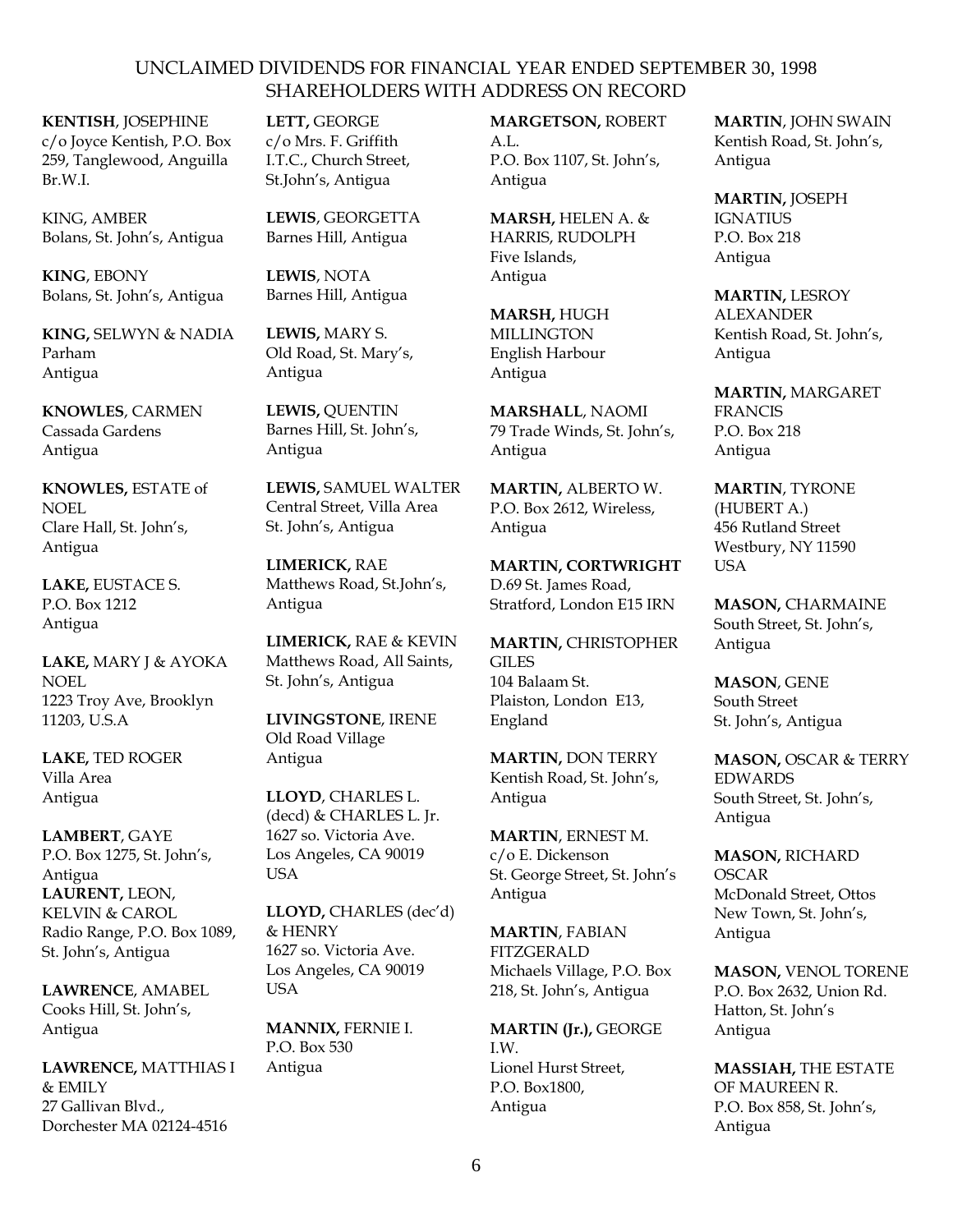UNCLAIMED DIVIDENDS FOR FINANCIAL YEAR ENDED SEPTEMBER 30, 1998
SHAREHOLDERS WITH ADDRESS ON RECORD

**KENTISH**, JOSEPHINE
c/o Joyce Kentish, P.O. Box 259, Tanglewood, Anguilla Br.W.I.

KING, AMBER
Bolans, St. John's, Antigua

**KING**, EBONY
Bolans, St. John's, Antigua

**KING,** SELWYN & NADIA
Parham
Antigua

**KNOWLES**, CARMEN
Cassada Gardens
Antigua

**KNOWLES,** ESTATE of NOEL
Clare Hall, St. John's, Antigua

**LAKE,** EUSTACE S.
P.O. Box 1212
Antigua

**LAKE,** MARY J & AYOKA NOEL
1223 Troy Ave, Brooklyn 11203, U.S.A

**LAKE,** TED ROGER
Villa Area
Antigua

**LAMBERT**, GAYE
P.O. Box 1275, St. John's, Antigua

**LAURENT,** LEON, KELVIN & CAROL
Radio Range, P.O. Box 1089, St. John's, Antigua

**LAWRENCE**, AMABEL
Cooks Hill, St. John's, Antigua

**LAWRENCE,** MATTHIAS I & EMILY
27 Gallivan Blvd., Dorchester MA 02124-4516

**LETT,** GEORGE
c/o Mrs. F. Griffith
I.T.C., Church Street, St.John's, Antigua

**LEWIS**, GEORGETTA
Barnes Hill, Antigua

**LEWIS**, NOTA
Barnes Hill, Antigua

**LEWIS,** MARY S.
Old Road, St. Mary's, Antigua

**LEWIS,** QUENTIN
Barnes Hill, St. John's, Antigua

**LEWIS,** SAMUEL WALTER
Central Street, Villa Area
St. John's, Antigua

**LIMERICK,** RAE
Matthews Road, St.John's, Antigua

**LIMERICK,** RAE & KEVIN
Matthews Road, All Saints, St. John's, Antigua

**LIVINGSTONE**, IRENE
Old Road Village
Antigua

**LLOYD**, CHARLES L. (decd) & CHARLES L. Jr.
1627 so. Victoria Ave.
Los Angeles, CA 90019
USA

**LLOYD,** CHARLES (dec'd) & HENRY
1627 so. Victoria Ave.
Los Angeles, CA 90019
USA

**MANNIX,** FERNIE I.
P.O. Box 530
Antigua

**MARGETSON,** ROBERT A.L.
P.O. Box 1107, St. John's, Antigua

**MARSH,** HELEN A. & HARRIS, RUDOLPH
Five Islands,
Antigua

**MARSH,** HUGH MILLINGTON
English Harbour
Antigua

**MARSHALL**, NAOMI
79 Trade Winds, St. John's, Antigua

**MARTIN,** ALBERTO W.
P.O. Box 2612, Wireless, Antigua

**MARTIN, CORTWRIGHT**
D.69 St. James Road, Stratford, London E15 IRN

**MARTIN,** CHRISTOPHER GILES
104 Balaam St.
Plaiston, London E13, England

**MARTIN,** DON TERRY
Kentish Road, St. John's, Antigua

**MARTIN**, ERNEST M.
c/o E. Dickenson
St. George Street, St. John's
Antigua

**MARTIN**, FABIAN FITZGERALD
Michaels Village, P.O. Box 218, St. John's, Antigua

**MARTIN (Jr.),** GEORGE I.W.
Lionel Hurst Street,
P.O. Box1800,
Antigua

**MARTIN**, JOHN SWAIN
Kentish Road, St. John's, Antigua

**MARTIN,** JOSEPH IGNATIUS
P.O. Box 218
Antigua

**MARTIN,** LESROY ALEXANDER
Kentish Road, St. John's, Antigua

**MARTIN,** MARGARET FRANCIS
P.O. Box 218
Antigua

**MARTIN**, TYRONE (HUBERT A.)
456 Rutland Street
Westbury, NY 11590
USA

**MASON,** CHARMAINE
South Street, St. John's, Antigua

**MASON**, GENE
South Street
St. John's, Antigua

**MASON,** OSCAR & TERRY EDWARDS
South Street, St. John's, Antigua

**MASON,** RICHARD OSCAR
McDonald Street, Ottos New Town, St. John's, Antigua

**MASON,** VENOL TORENE
P.O. Box 2632, Union Rd. Hatton, St. John's
Antigua

**MASSIAH,** THE ESTATE OF MAUREEN R.
P.O. Box 858, St. John's, Antigua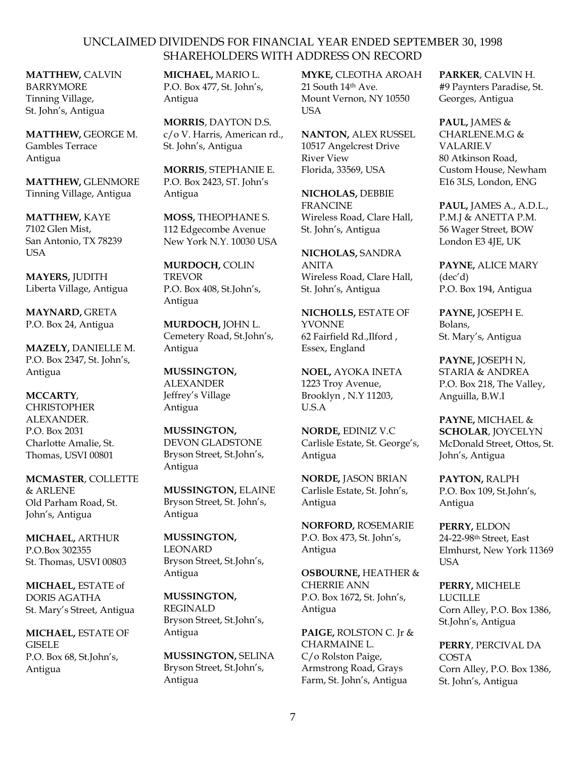UNCLAIMED DIVIDENDS FOR FINANCIAL YEAR ENDED SEPTEMBER 30, 1998
SHAREHOLDERS WITH ADDRESS ON RECORD

**MATTHEW,** CALVIN BARRYMORE
Tinning Village,
St. John's, Antigua

**MATTHEW,** GEORGE M.
Gambles Terrace
Antigua

**MATTHEW,** GLENMORE
Tinning Village, Antigua

**MATTHEW,** KAYE
7102 Glen Mist,
San Antonio, TX 78239
USA

**MAYERS,** JUDITH
Liberta Village, Antigua

**MAYNARD,** GRETA
P.O. Box 24, Antigua

**MAZELY,** DANIELLE M.
P.O. Box 2347, St. John's,
Antigua

**MCCARTY**, CHRISTOPHER ALEXANDER.
P.O. Box 2031
Charlotte Amalie, St.
Thomas, USVI 00801

**MCMASTER**, COLLETTE & ARLENE
Old Parham Road, St.
John's, Antigua

**MICHAEL,** ARTHUR
P.O.Box 302355
St. Thomas, USVI 00803

**MICHAEL,** ESTATE of DORIS AGATHA
St. Mary's Street, Antigua

**MICHAEL,** ESTATE OF GISELE
P.O. Box 68, St.John's,
Antigua

**MICHAEL,** MARIO L.
P.O. Box 477, St. John's,
Antigua

**MORRIS**, DAYTON D.S.
c/o V. Harris, American rd.,
St. John's, Antigua

**MORRIS**, STEPHANIE E.
P.O. Box 2423, ST. John's
Antigua

**MOSS,** THEOPHANE S.
112 Edgecombe Avenue
New York N.Y. 10030 USA

**MURDOCH,** COLIN TREVOR
P.O. Box 408, St.John's,
Antigua

**MURDOCH,** JOHN L.
Cemetery Road, St.John's,
Antigua

**MUSSINGTON,** ALEXANDER
Jeffrey's Village
Antigua

**MUSSINGTON,** DEVON GLADSTONE
Bryson Street, St.John's,
Antigua

**MUSSINGTON,** ELAINE
Bryson Street, St. John's,
Antigua

**MUSSINGTON,** LEONARD
Bryson Street, St.John's,
Antigua

**MUSSINGTON,** REGINALD
Bryson Street, St.John's,
Antigua

**MUSSINGTON,** SELINA
Bryson Street, St.John's,
Antigua

**MYKE,** CLEOTHA AROAH
21 South 14th Ave.
Mount Vernon, NY 10550
USA

**NANTON,** ALEX RUSSEL
10517 Angelcrest Drive
River View
Florida, 33569, USA

**NICHOLAS,** DEBBIE FRANCINE
Wireless Road, Clare Hall,
St. John's, Antigua

**NICHOLAS,** SANDRA ANITA
Wireless Road, Clare Hall,
St. John's, Antigua

**NICHOLLS,** ESTATE OF YVONNE
62 Fairfield Rd.,Ilford ,
Essex, England

**NOEL,** AYOKA INETA
1223 Troy Avenue,
Brooklyn , N.Y 11203,
U.S.A

**NORDE,** EDINIZ V.C
Carlisle Estate, St. George's,
Antigua

**NORDE,** JASON BRIAN
Carlisle Estate, St. John's,
Antigua

**NORFORD,** ROSEMARIE
P.O. Box 473, St. John's,
Antigua

**OSBOURNE,** HEATHER & CHERRIE ANN
P.O. Box 1672, St. John's,
Antigua

**PAIGE,** ROLSTON C. Jr & CHARMAINE L.
C/o Rolston Paige,
Armstrong Road, Grays
Farm, St. John's, Antigua

**PARKER**, CALVIN H.
#9 Paynters Paradise, St.
Georges, Antigua

**PAUL,** JAMES & CHARLENE.M.G & VALARIE.V
80 Atkinson Road,
Custom House, Newham
E16 3LS, London, ENG

**PAUL,** JAMES A., A.D.L., P.M.J & ANETTA P.M.
56 Wager Street, BOW
London E3 4JE, UK

**PAYNE,** ALICE MARY (dec'd)
P.O. Box 194, Antigua

**PAYNE,** JOSEPH E.
Bolans,
St. Mary's, Antigua

**PAYNE,** JOSEPH N, STARIA & ANDREA
P.O. Box 218, The Valley,
Anguilla, B.W.I

**PAYNE,** MICHAEL & **SCHOLAR**, JOYCELYN
McDonald Street, Ottos, St.
John's, Antigua

**PAYTON,** RALPH
P.O. Box 109, St.John's,
Antigua

**PERRY,** ELDON
24-22-98th Street, East
Elmhurst, New York 11369
USA

**PERRY,** MICHELE LUCILLE
Corn Alley, P.O. Box 1386,
St.John's, Antigua

**PERRY**, PERCIVAL DA COSTA
Corn Alley, P.O. Box 1386,
St. John's, Antigua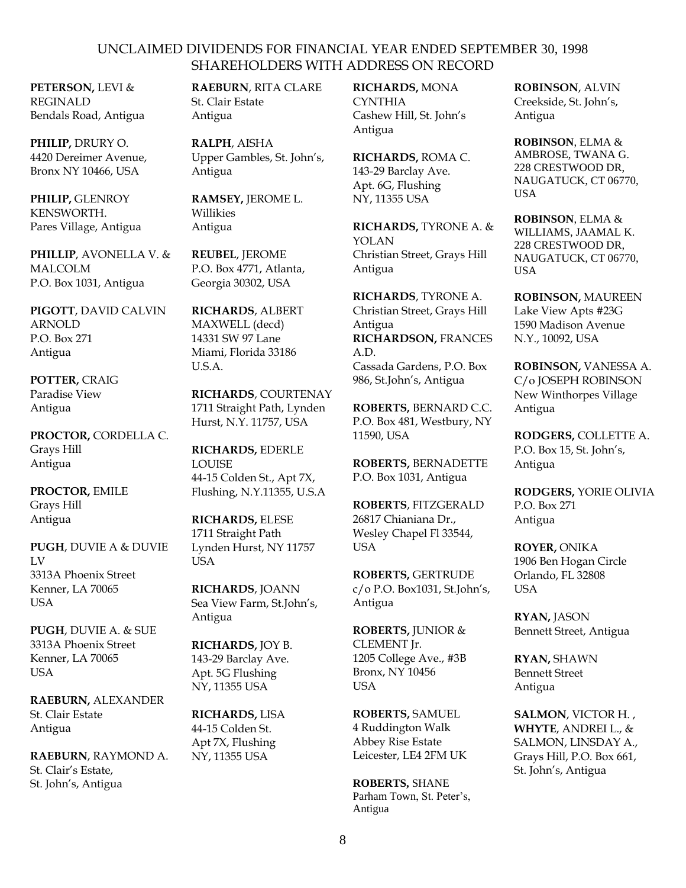UNCLAIMED DIVIDENDS FOR FINANCIAL YEAR ENDED SEPTEMBER 30, 1998
SHAREHOLDERS WITH ADDRESS ON RECORD

**PETERSON,** LEVI &
REGINALD
Bendals Road, Antigua

**PHILIP,** DRURY O.
4420 Dereimer Avenue,
Bronx NY 10466, USA

**PHILIP,** GLENROY
KENSWORTH.
Pares Village, Antigua

**PHILLIP**, AVONELLA V. &
MALCOLM
P.O. Box 1031, Antigua

**PIGOTT**, DAVID CALVIN
ARNOLD
P.O. Box 271
Antigua

**POTTER,** CRAIG
Paradise View
Antigua

**PROCTOR,** CORDELLA C.
Grays Hill
Antigua

**PROCTOR,** EMILE
Grays Hill
Antigua

**PUGH**, DUVIE A & DUVIE
LV
3313A Phoenix Street
Kenner, LA 70065
USA

**PUGH**, DUVIE A. & SUE
3313A Phoenix Street
Kenner, LA 70065
USA

**RAEBURN,** ALEXANDER
St. Clair Estate
Antigua

**RAEBURN**, RAYMOND A.
St. Clair's Estate,
St. John's, Antigua

**RAEBURN**, RITA CLARE
St. Clair Estate
Antigua

**RALPH**, AISHA
Upper Gambles, St. John's,
Antigua

**RAMSEY,** JEROME L.
Willikies
Antigua

**REUBEL**, JEROME
P.O. Box 4771, Atlanta,
Georgia 30302, USA

**RICHARDS**, ALBERT
MAXWELL (decd)
14331 SW 97 Lane
Miami, Florida 33186
U.S.A.

**RICHARDS**, COURTENAY
1711 Straight Path, Lynden
Hurst, N.Y. 11757, USA

**RICHARDS,** EDERLE
LOUISE
44-15 Colden St., Apt 7X,
Flushing, N.Y.11355, U.S.A

**RICHARDS,** ELESE
1711 Straight Path
Lynden Hurst, NY 11757
USA

**RICHARDS**, JOANN
Sea View Farm, St.John's,
Antigua

**RICHARDS,** JOY B.
143-29 Barclay Ave.
Apt. 5G Flushing
NY, 11355 USA

**RICHARDS,** LISA
44-15 Colden St.
Apt 7X, Flushing
NY, 11355 USA

**RICHARDS,** MONA
CYNTHIA
Cashew Hill, St. John's
Antigua

**RICHARDS,** ROMA C.
143-29 Barclay Ave.
Apt. 6G, Flushing
NY, 11355 USA

**RICHARDS,** TYRONE A. &
YOLAN
Christian Street, Grays Hill
Antigua

**RICHARDS**, TYRONE A.
Christian Street, Grays Hill
Antigua

**RICHARDSON,** FRANCES
A.D.
Cassada Gardens, P.O. Box
986, St.John's, Antigua

**ROBERTS,** BERNARD C.C.
P.O. Box 481, Westbury, NY
11590, USA

**ROBERTS,** BERNADETTE
P.O. Box 1031, Antigua

**ROBERTS**, FITZGERALD
26817 Chianiana Dr.,
Wesley Chapel Fl 33544,
USA

**ROBERTS,** GERTRUDE
c/o P.O. Box1031, St.John's,
Antigua

**ROBERTS,** JUNIOR &
CLEMENT Jr.
1205 College Ave., #3B
Bronx, NY 10456
USA

**ROBERTS,** SAMUEL
4 Ruddington Walk
Abbey Rise Estate
Leicester, LE4 2FM UK

**ROBERTS,** SHANE
Parham Town, St. Peter's,
Antigua

**ROBINSON**, ALVIN
Creekside, St. John's,
Antigua

**ROBINSON**, ELMA &
AMBROSE, TWANA G.
228 CRESTWOOD DR,
NAUGATUCK, CT 06770,
USA

**ROBINSON**, ELMA &
WILLIAMS, JAAMAL K.
228 CRESTWOOD DR,
NAUGATUCK, CT 06770,
USA

**ROBINSON,** MAUREEN
Lake View Apts #23G
1590 Madison Avenue
N.Y., 10092, USA

**ROBINSON,** VANESSA A.
C/o JOSEPH ROBINSON
New Winthorpes Village
Antigua

**RODGERS,** COLLETTE A.
P.O. Box 15, St. John's,
Antigua

**RODGERS,** YORIE OLIVIA
P.O. Box 271
Antigua

**ROYER,** ONIKA
1906 Ben Hogan Circle
Orlando, FL 32808
USA

**RYAN,** JASON
Bennett Street, Antigua

**RYAN,** SHAWN
Bennett Street
Antigua

**SALMON**, VICTOR H. ,
**WHYTE**, ANDREI L., &
SALMON, LINSDAY A.,
Grays Hill, P.O. Box 661,
St. John's, Antigua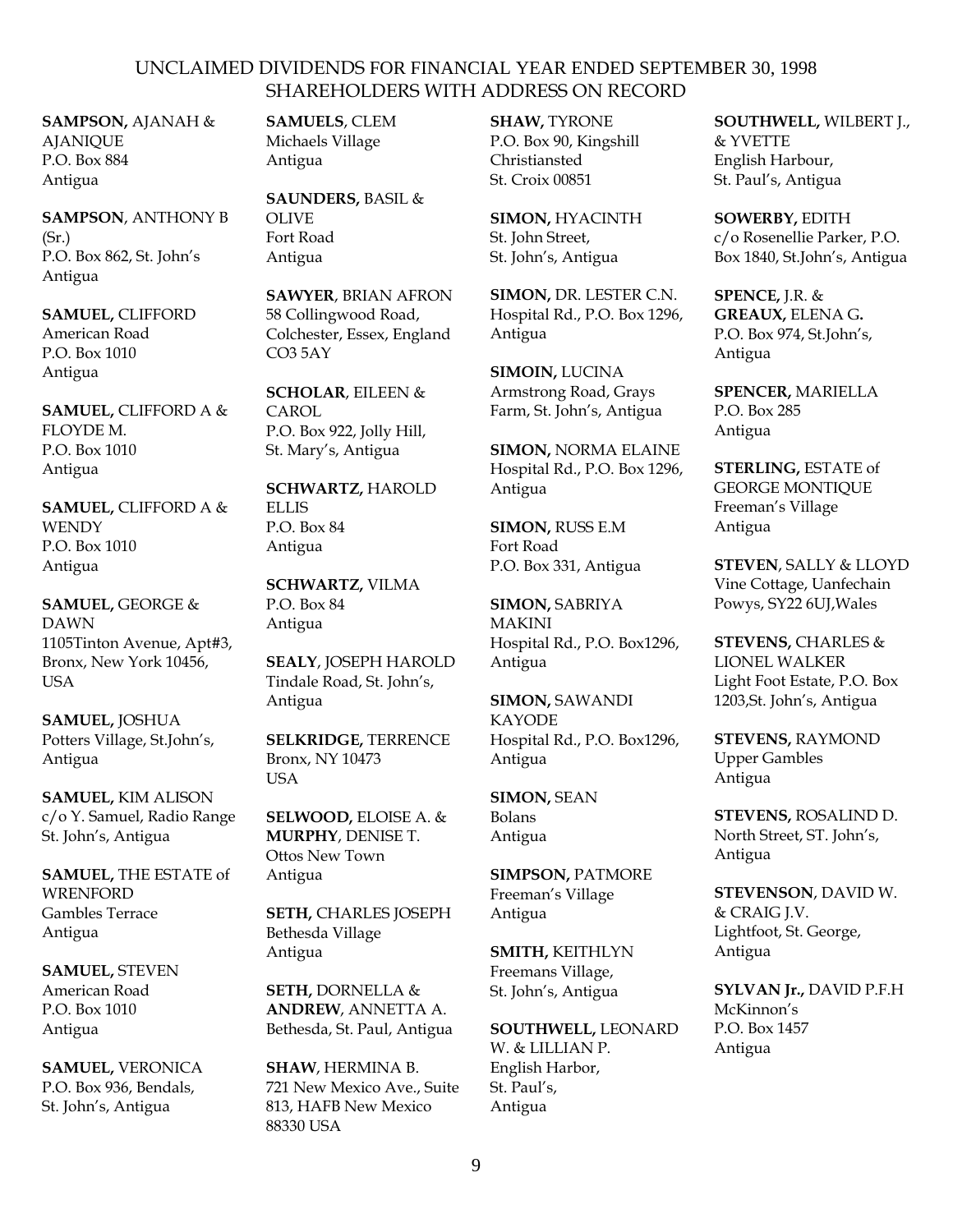UNCLAIMED DIVIDENDS FOR FINANCIAL YEAR ENDED SEPTEMBER 30, 1998
SHAREHOLDERS WITH ADDRESS ON RECORD

**SAMPSON,** AJANAH & AJANIQUE
P.O. Box 884
Antigua

**SAMPSON**, ANTHONY B (Sr.)
P.O. Box 862, St. John's
Antigua

**SAMUEL,** CLIFFORD
American Road
P.O. Box 1010
Antigua

**SAMUEL,** CLIFFORD A & FLOYDE M.
P.O. Box 1010
Antigua

**SAMUEL,** CLIFFORD A & WENDY
P.O. Box 1010
Antigua

**SAMUEL,** GEORGE & DAWN
1105Tinton Avenue, Apt#3,
Bronx, New York 10456,
USA

**SAMUEL,** JOSHUA
Potters Village, St.John's,
Antigua

**SAMUEL,** KIM ALISON
c/o Y. Samuel, Radio Range
St. John's, Antigua

**SAMUEL,** THE ESTATE of WRENFORD
Gambles Terrace
Antigua

**SAMUEL,** STEVEN
American Road
P.O. Box 1010
Antigua

**SAMUEL,** VERONICA
P.O. Box 936, Bendals,
St. John's, Antigua

**SAMUELS**, CLEM
Michaels Village
Antigua

**SAUNDERS,** BASIL & OLIVE
Fort Road
Antigua

**SAWYER**, BRIAN AFRON
58 Collingwood Road,
Colchester, Essex, England
CO3 5AY

**SCHOLAR**, EILEEN & CAROL
P.O. Box 922, Jolly Hill,
St. Mary's, Antigua

**SCHWARTZ,** HAROLD ELLIS
P.O. Box 84
Antigua

**SCHWARTZ,** VILMA
P.O. Box 84
Antigua

**SEALY**, JOSEPH HAROLD
Tindale Road, St. John's,
Antigua

**SELKRIDGE,** TERRENCE
Bronx, NY 10473
USA

**SELWOOD,** ELOISE A. & **MURPHY**, DENISE T.
Ottos New Town
Antigua

**SETH,** CHARLES JOSEPH
Bethesda Village
Antigua

**SETH,** DORNELLA & **ANDREW**, ANNETTA A.
Bethesda, St. Paul, Antigua

**SHAW**, HERMINA B.
721 New Mexico Ave., Suite
813, HAFB New Mexico
88330 USA

**SHAW,** TYRONE
P.O. Box 90, Kingshill
Christiansted
St. Croix 00851

**SIMON,** HYACINTH
St. John Street,
St. John's, Antigua

**SIMON,** DR. LESTER C.N.
Hospital Rd., P.O. Box 1296,
Antigua

**SIMOIN,** LUCINA
Armstrong Road, Grays
Farm, St. John's, Antigua

**SIMON,** NORMA ELAINE
Hospital Rd., P.O. Box 1296,
Antigua

**SIMON,** RUSS E.M
Fort Road
P.O. Box 331, Antigua

**SIMON,** SABRIYA MAKINI
Hospital Rd., P.O. Box1296,
Antigua

**SIMON,** SAWANDI KAYODE
Hospital Rd., P.O. Box1296,
Antigua

**SIMON,** SEAN
Bolans
Antigua

**SIMPSON,** PATMORE
Freeman's Village
Antigua

**SMITH,** KEITHLYN
Freemans Village,
St. John's, Antigua

**SOUTHWELL,** LEONARD W. & LILLIAN P.
English Harbor,
St. Paul's,
Antigua

**SOUTHWELL,** WILBERT J., & YVETTE
English Harbour,
St. Paul's, Antigua

**SOWERBY,** EDITH
c/o Rosenellie Parker, P.O.
Box 1840, St.John's, Antigua

**SPENCE,** J.R. & **GREAUX,** ELENA G**.**
P.O. Box 974, St.John's,
Antigua

**SPENCER,** MARIELLA
P.O. Box 285
Antigua

**STERLING,** ESTATE of GEORGE MONTIQUE
Freeman's Village
Antigua

**STEVEN**, SALLY & LLOYD
Vine Cottage, Uanfechain
Powys, SY22 6UJ,Wales

**STEVENS,** CHARLES & LIONEL WALKER
Light Foot Estate, P.O. Box
1203,St. John's, Antigua

**STEVENS,** RAYMOND
Upper Gambles
Antigua

**STEVENS,** ROSALIND D.
North Street, ST. John's,
Antigua

**STEVENSON**, DAVID W. & CRAIG J.V.
Lightfoot, St. George,
Antigua

**SYLVAN Jr.,** DAVID P.F.H
McKinnon's
P.O. Box 1457
Antigua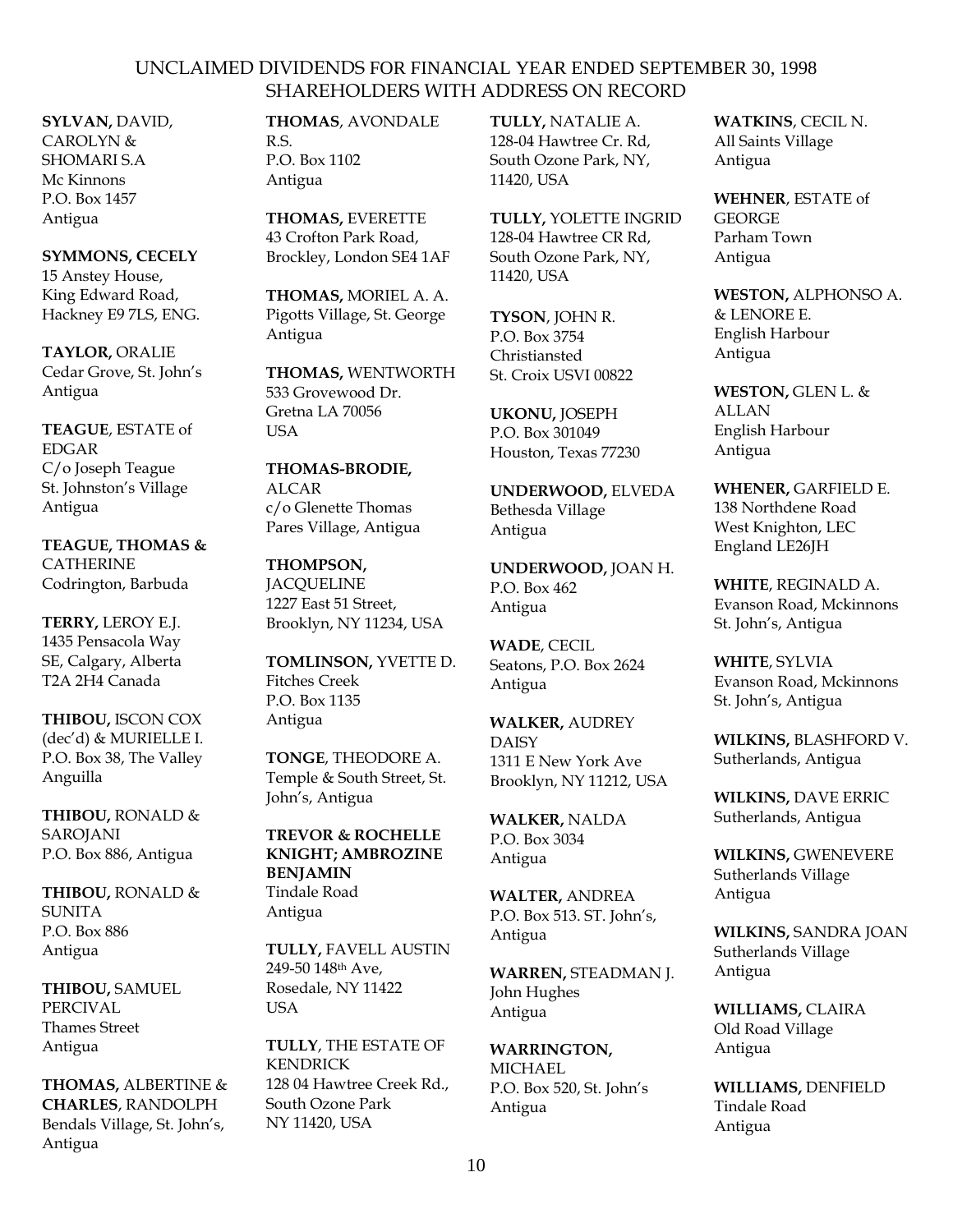# UNCLAIMED DIVIDENDS FOR FINANCIAL YEAR ENDED SEPTEMBER 30, 1998
## SHAREHOLDERS WITH ADDRESS ON RECORD

**SYLVAN,** DAVID, CAROLYN & SHOMARI S.A
Mc Kinnons
P.O. Box 1457
Antigua

**SYMMONS, CECELY**
15 Anstey House,
King Edward Road,
Hackney E9 7LS, ENG.

**TAYLOR,** ORALIE
Cedar Grove, St. John's
Antigua

**TEAGUE**, ESTATE of EDGAR
C/o Joseph Teague
St. Johnston's Village
Antigua

**TEAGUE, THOMAS &** CATHERINE
Codrington, Barbuda

**TERRY,** LEROY E.J.
1435 Pensacola Way
SE, Calgary, Alberta
T2A 2H4 Canada

**THIBOU,** ISCON COX (dec'd) & MURIELLE I.
P.O. Box 38, The Valley
Anguilla

**THIBOU,** RONALD & SAROJANI
P.O. Box 886, Antigua

**THIBOU,** RONALD & SUNITA
P.O. Box 886
Antigua

**THIBOU,** SAMUEL PERCIVAL
Thames Street
Antigua

**THOMAS,** ALBERTINE & **CHARLES**, RANDOLPH
Bendals Village, St. John's,
Antigua

**THOMAS**, AVONDALE R.S.
P.O. Box 1102
Antigua

**THOMAS,** EVERETTE
43 Crofton Park Road,
Brockley, London SE4 1AF

**THOMAS,** MORIEL A. A.
Pigotts Village, St. George
Antigua

**THOMAS,** WENTWORTH
533 Grovewood Dr.
Gretna LA 70056
USA

**THOMAS-BRODIE,** ALCAR
c/o Glenette Thomas
Pares Village, Antigua

**THOMPSON,** JACQUELINE
1227 East 51 Street,
Brooklyn, NY 11234, USA

**TOMLINSON,** YVETTE D.
Fitches Creek
P.O. Box 1135
Antigua

**TONGE**, THEODORE A.
Temple & South Street, St. John's, Antigua

**TREVOR & ROCHELLE KNIGHT; AMBROZINE BENJAMIN**
Tindale Road
Antigua

**TULLY,** FAVELL AUSTIN
249-50 148th Ave,
Rosedale, NY 11422
USA

**TULLY**, THE ESTATE OF KENDRICK
128 04 Hawtree Creek Rd.,
South Ozone Park
NY 11420, USA

**TULLY,** NATALIE A.
128-04 Hawtree Cr. Rd,
South Ozone Park, NY,
11420, USA

**TULLY,** YOLETTE INGRID
128-04 Hawtree CR Rd,
South Ozone Park, NY,
11420, USA

**TYSON**, JOHN R.
P.O. Box 3754
Christiansted
St. Croix USVI 00822

**UKONU,** JOSEPH
P.O. Box 301049
Houston, Texas 77230

**UNDERWOOD,** ELVEDA
Bethesda Village
Antigua

**UNDERWOOD,** JOAN H.
P.O. Box 462
Antigua

**WADE**, CECIL
Seatons, P.O. Box 2624
Antigua

**WALKER,** AUDREY DAISY
1311 E New York Ave
Brooklyn, NY 11212, USA

**WALKER,** NALDA
P.O. Box 3034
Antigua

**WALTER,** ANDREA
P.O. Box 513. ST. John's,
Antigua

**WARREN,** STEADMAN J.
John Hughes
Antigua

**WARRINGTON,** MICHAEL
P.O. Box 520, St. John's
Antigua

**WATKINS**, CECIL N.
All Saints Village
Antigua

**WEHNER**, ESTATE of GEORGE
Parham Town
Antigua

**WESTON,** ALPHONSO A. & LENORE E.
English Harbour
Antigua

**WESTON,** GLEN L. & ALLAN
English Harbour
Antigua

**WHENER,** GARFIELD E.
138 Northdene Road
West Knighton, LEC
England LE26JH

**WHITE**, REGINALD A.
Evanson Road, Mckinnons
St. John's, Antigua

**WHITE**, SYLVIA
Evanson Road, Mckinnons
St. John's, Antigua

**WILKINS,** BLASHFORD V.
Sutherlands, Antigua

**WILKINS,** DAVE ERRIC
Sutherlands, Antigua

**WILKINS,** GWENEVERE
Sutherlands Village
Antigua

**WILKINS,** SANDRA JOAN
Sutherlands Village
Antigua

**WILLIAMS,** CLAIRA
Old Road Village
Antigua

**WILLIAMS,** DENFIELD
Tindale Road
Antigua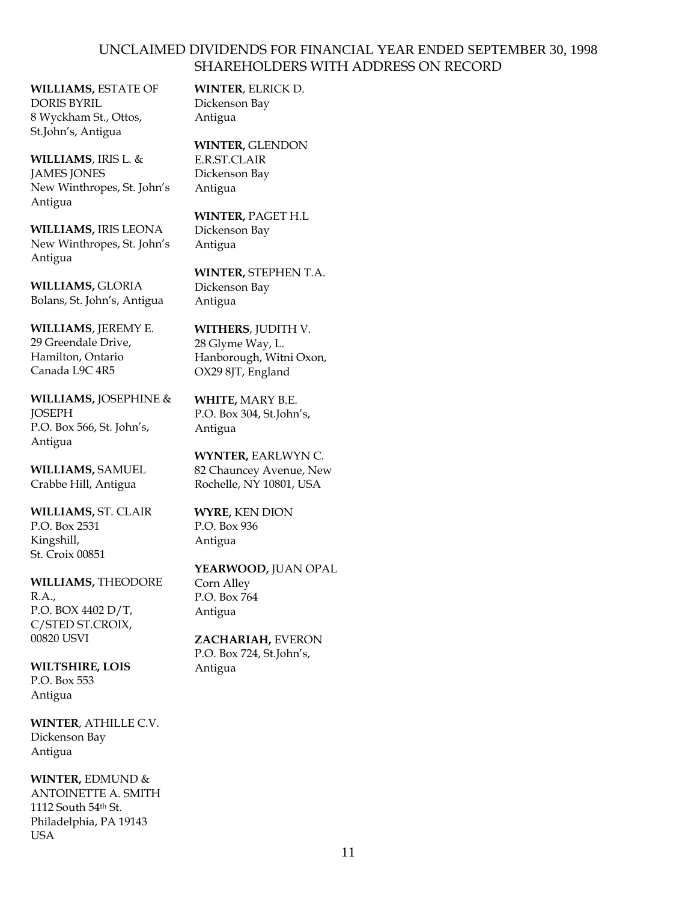UNCLAIMED DIVIDENDS FOR FINANCIAL YEAR ENDED SEPTEMBER 30, 1998
SHAREHOLDERS WITH ADDRESS ON RECORD

**WILLIAMS,** ESTATE OF
DORIS BYRIL
8 Wyckham St., Ottos,
St.John's, Antigua

**WILLIAMS**, IRIS L. &
JAMES JONES
New Winthropes, St. John's
Antigua

**WILLIAMS,** IRIS LEONA
New Winthropes, St. John's
Antigua

**WILLIAMS,** GLORIA
Bolans, St. John's, Antigua

**WILLIAMS**, JEREMY E.
29 Greendale Drive,
Hamilton, Ontario
Canada L9C 4R5

**WILLIAMS,** JOSEPHINE &
JOSEPH
P.O. Box 566, St. John's,
Antigua

**WILLIAMS,** SAMUEL
Crabbe Hill, Antigua

**WILLIAMS,** ST. CLAIR
P.O. Box 2531
Kingshill,
St. Croix 00851

**WILLIAMS,** THEODORE
R.A.,
P.O. BOX 4402 D/T,
C/STED ST.CROIX,
00820 USVI

**WILTSHIRE, LOIS**
P.O. Box 553
Antigua

**WINTER**, ATHILLE C.V.
Dickenson Bay
Antigua

**WINTER,** EDMUND &
ANTOINETTE A. SMITH
1112 South 54th St.
Philadelphia, PA 19143
USA

**WINTER**, ELRICK D.
Dickenson Bay
Antigua

**WINTER,** GLENDON
E.R.ST.CLAIR
Dickenson Bay
Antigua

**WINTER,** PAGET H.L
Dickenson Bay
Antigua

**WINTER,** STEPHEN T.A.
Dickenson Bay
Antigua

**WITHERS**, JUDITH V.
28 Glyme Way, L.
Hanborough, Witni Oxon,
OX29 8JT, England

**WHITE,** MARY B.E.
P.O. Box 304, St.John's,
Antigua

**WYNTER,** EARLWYN C.
82 Chauncey Avenue, New
Rochelle, NY 10801, USA

**WYRE,** KEN DION
P.O. Box 936
Antigua

**YEARWOOD,** JUAN OPAL
Corn Alley
P.O. Box 764
Antigua

**ZACHARIAH,** EVERON
P.O. Box 724, St.John's,
Antigua